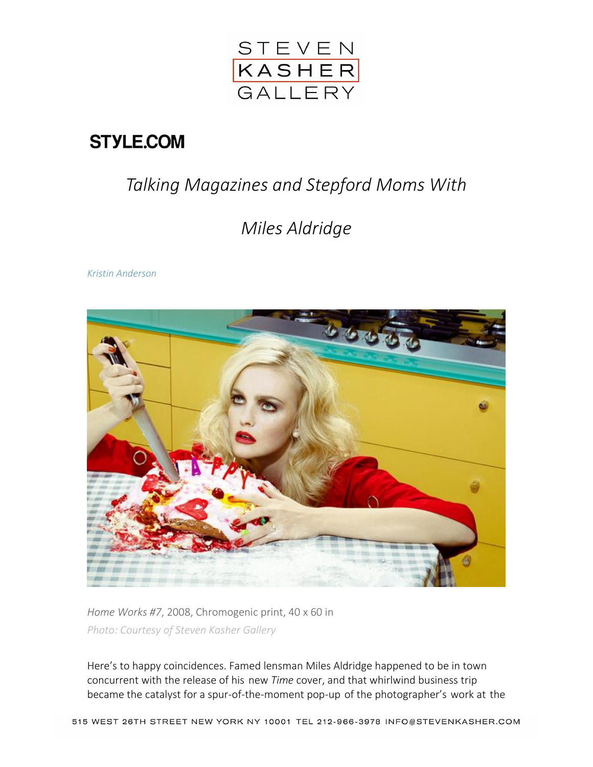STYLE.COM

# *Talking Magazines and Stepford Moms With Miles Aldridge*

*Kristin Anderson*

*Home Works #7*, 2008, Chromogenic print, 40 x 60 in

*Photo: Courtesy of Steven Kasher Gallery*

Here's to happy coincidences. Famed lensman Miles Aldridge happened to be in town concurrent with the release of his new *Time* cover, and that whirlwind business trip became the catalyst for a spur-of-the-moment pop-up of the photographer's work at the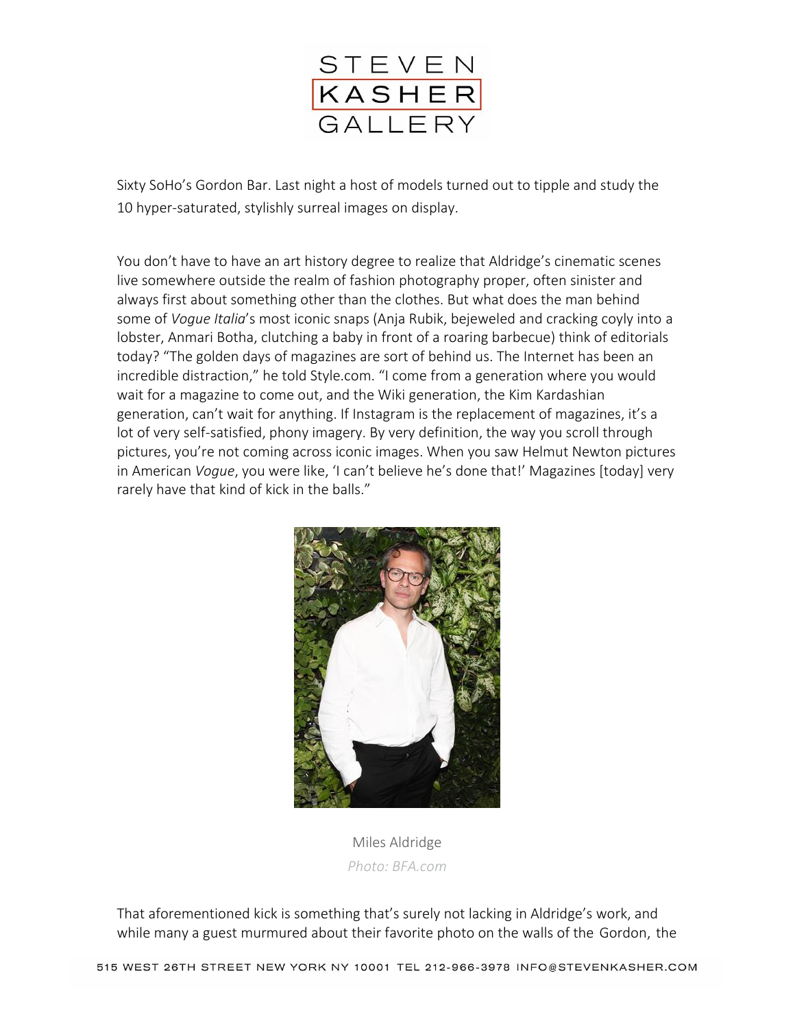Sixty SoHo's Gordon Bar. Last night a host of models turned out to tipple and study the 10 hyper-saturated, stylishly surreal images on display.

You don't have to have an art history degree to realize that Aldridge's cinematic scenes live somewhere outside the realm of fashion photography proper, often sinister and always first about something other than the clothes. But what does the man behind some of *Vogue Italia*'s most iconic snaps (Anja Rubik, bejeweled and cracking coyly into a lobster, Anmari Botha, clutching a baby in front of a roaring barbecue) think of editorials today? "The golden days of magazines are sort of behind us. The Internet has been an incredible distraction," he told Style.com. "I come from a generation where you would wait for a magazine to come out, and the Wiki generation, the Kim Kardashian generation, can't wait for anything. If Instagram is the replacement of magazines, it's a lot of very self-satisfied, phony imagery. By very definition, the way you scroll through pictures, you're not coming across iconic images. When you saw Helmut Newton pictures in American *Vogue*, you were like, 'I can't believe he's done that!' Magazines [today] very rarely have that kind of kick in the balls."

Miles Aldridge

*Photo: BFA.com*

That aforementioned kick is something that's surely not lacking in Aldridge's work, and while many a guest murmured about their favorite photo on the walls of the Gordon, the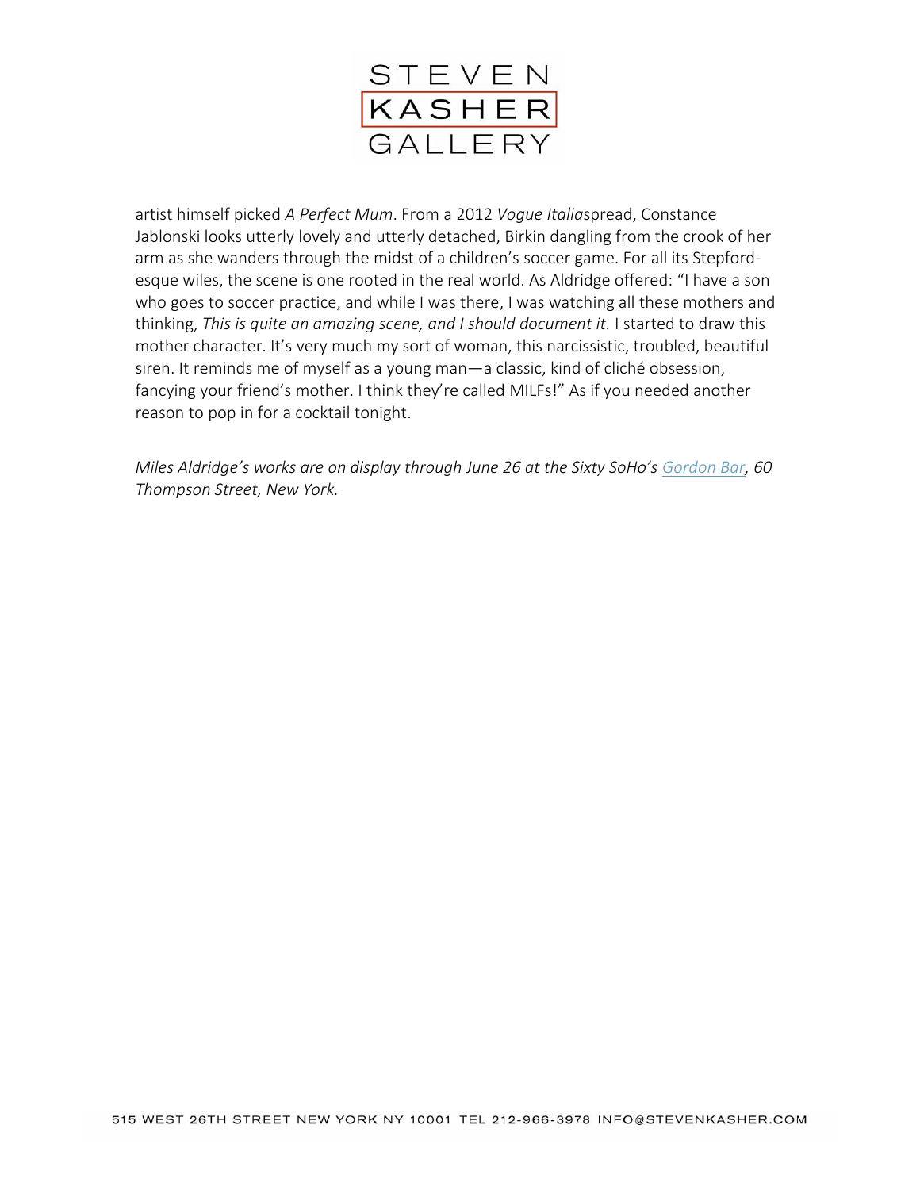artist himself picked *A Perfect Mum*. From a 2012 *Vogue Italia*spread, Constance Jablonski looks utterly lovely and utterly detached, Birkin dangling from the crook of her arm as she wanders through the midst of a children's soccer game. For all its Stepford-esque wiles, the scene is one rooted in the real world. As Aldridge offered: "I have a son who goes to soccer practice, and while I was there, I was watching all these mothers and thinking, *This is quite an amazing scene, and I should document it.* I started to draw this mother character. It's very much my sort of woman, this narcissistic, troubled, beautiful siren. It reminds me of myself as a young man—a classic, kind of cliché obsession, fancying your friend's mother. I think they're called MILFs!" As if you needed another reason to pop in for a cocktail tonight.

*Miles Aldridge's works are on display through June 26 at the Sixty SoHo's Gordon Bar, 60 Thompson Street, New York.*